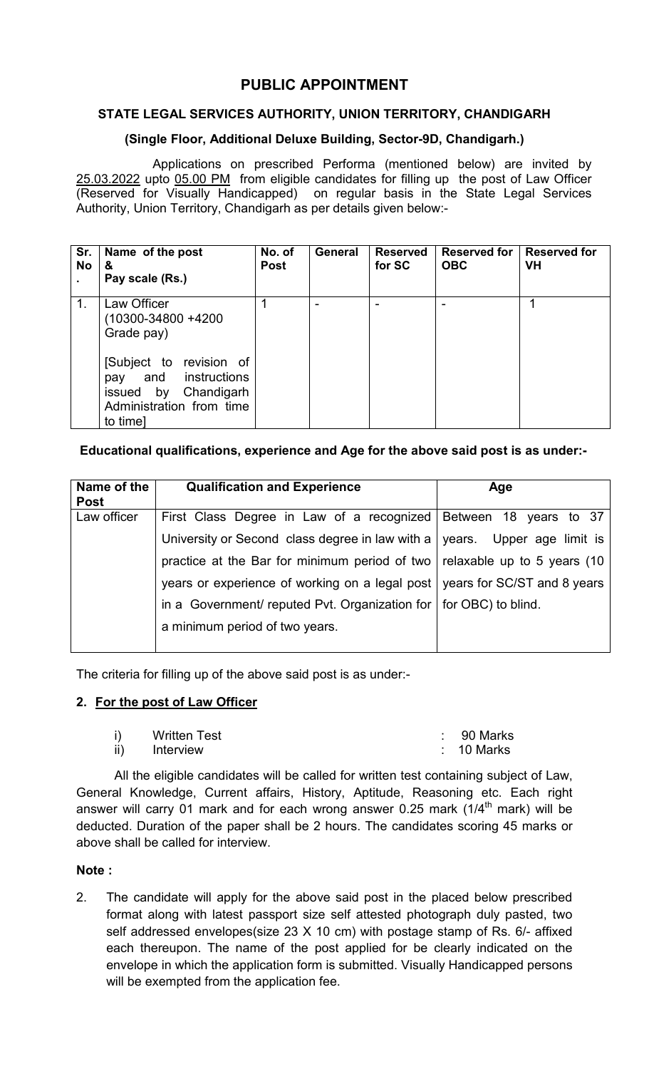# PUBLIC APPOINTMENT

## STATE LEGAL SERVICES AUTHORITY, UNION TERRITORY, CHANDIGARH

### (Single Floor, Additional Deluxe Building, Sector-9D, Chandigarh.)

Applications on prescribed Performa (mentioned below) are invited by 25.03.2022 upto 05.00 PM from eligible candidates for filling up the post of Law Officer (Reserved for Visually Handicapped) on regular basis in the State Legal Services Authority, Union Territory, Chandigarh as per details given below:-

| Sr. No. | Name of the post & Pay scale (Rs.) | No. of Post | General | Reserved for SC | Reserved for OBC | Reserved for VH |
|---|---|---|---|---|---|---|
| 1. | Law Officer (10300-34800 +4200 Grade pay)<br><br>[Subject to revision of pay and instructions issued by Chandigarh Administration from time to time] | 1 | - | - | - | 1 |

**Educational qualifications, experience and Age for the above said post is as under:-**

| Name of the Post | Qualification and Experience | Age |
|---|---|---|
| Law officer | First Class Degree in Law of a recognized University or Second class degree in law with a practice at the Bar for minimum period of two years or experience of working on a legal post in a Government/ reputed Pvt. Organization for a minimum period of two years. | Between 18 years to 37 years. Upper age limit is relaxable up to 5 years (10 years for SC/ST and 8 years for OBC) to blind. |

The criteria for filling up of the above said post is as under:-

**2. For the post of Law Officer**

| | | |
|---|---|---|
| i) | Written Test | : 90 Marks |
| ii) | Interview | : 10 Marks |

All the eligible candidates will be called for written test containing subject of Law, General Knowledge, Current affairs, History, Aptitude, Reasoning etc. Each right answer will carry 01 mark and for each wrong answer 0.25 mark (1/4$^{th}$ mark) will be deducted. Duration of the paper shall be 2 hours. The candidates scoring 45 marks or above shall be called for interview.

**Note :**

2. The candidate will apply for the above said post in the placed below prescribed format along with latest passport size self attested photograph duly pasted, two self addressed envelopes(size 23 X 10 cm) with postage stamp of Rs. 6/- affixed each thereupon. The name of the post applied for be clearly indicated on the envelope in which the application form is submitted. Visually Handicapped persons will be exempted from the application fee.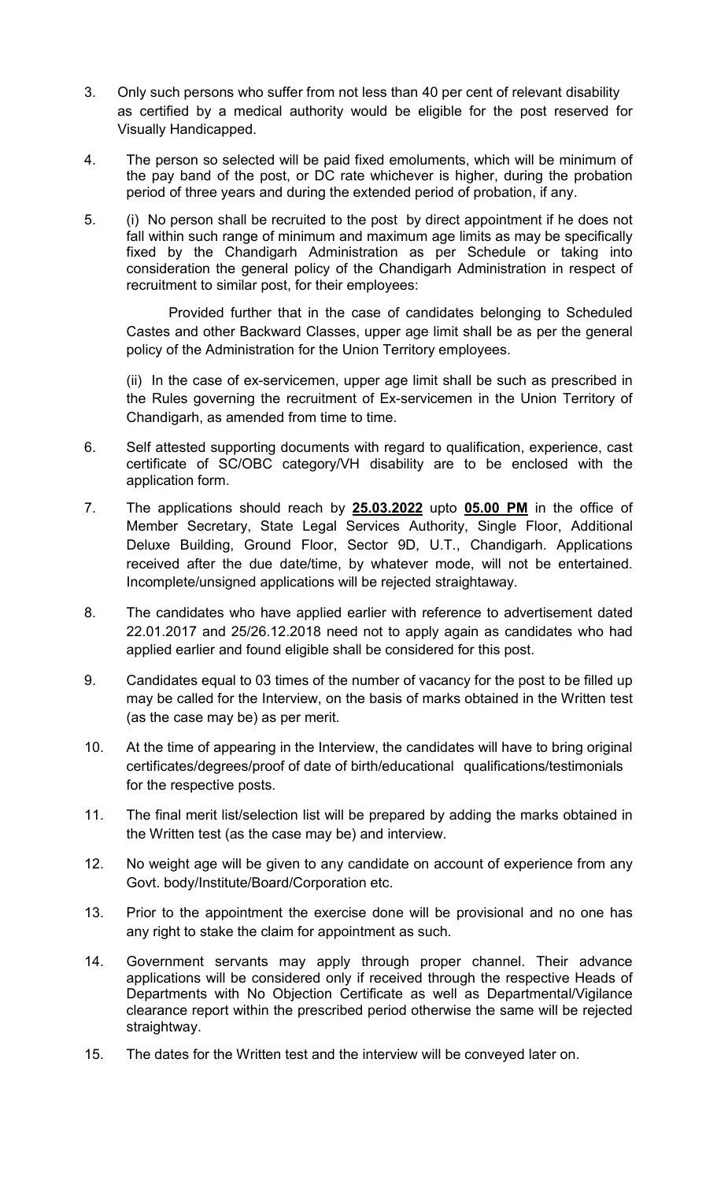3. Only such persons who suffer from not less than 40 per cent of relevant disability as certified by a medical authority would be eligible for the post reserved for Visually Handicapped.

4. The person so selected will be paid fixed emoluments, which will be minimum of the pay band of the post, or DC rate whichever is higher, during the probation period of three years and during the extended period of probation, if any.

5. (i) No person shall be recruited to the post by direct appointment if he does not fall within such range of minimum and maximum age limits as may be specifically fixed by the Chandigarh Administration as per Schedule or taking into consideration the general policy of the Chandigarh Administration in respect of recruitment to similar post, for their employees:

   Provided further that in the case of candidates belonging to Scheduled Castes and other Backward Classes, upper age limit shall be as per the general policy of the Administration for the Union Territory employees.

   (ii) In the case of ex-servicemen, upper age limit shall be such as prescribed in the Rules governing the recruitment of Ex-servicemen in the Union Territory of Chandigarh, as amended from time to time.

6. Self attested supporting documents with regard to qualification, experience, cast certificate of SC/OBC category/VH disability are to be enclosed with the application form.

7. The applications should reach by **25.03.2022** upto **05.00 PM** in the office of Member Secretary, State Legal Services Authority, Single Floor, Additional Deluxe Building, Ground Floor, Sector 9D, U.T., Chandigarh. Applications received after the due date/time, by whatever mode, will not be entertained. Incomplete/unsigned applications will be rejected straightaway.

8. The candidates who have applied earlier with reference to advertisement dated 22.01.2017 and 25/26.12.2018 need not to apply again as candidates who had applied earlier and found eligible shall be considered for this post.

9. Candidates equal to 03 times of the number of vacancy for the post to be filled up may be called for the Interview, on the basis of marks obtained in the Written test (as the case may be) as per merit.

10. At the time of appearing in the Interview, the candidates will have to bring original certificates/degrees/proof of date of birth/educational qualifications/testimonials for the respective posts.

11. The final merit list/selection list will be prepared by adding the marks obtained in the Written test (as the case may be) and interview.

12. No weight age will be given to any candidate on account of experience from any Govt. body/Institute/Board/Corporation etc.

13. Prior to the appointment the exercise done will be provisional and no one has any right to stake the claim for appointment as such.

14. Government servants may apply through proper channel. Their advance applications will be considered only if received through the respective Heads of Departments with No Objection Certificate as well as Departmental/Vigilance clearance report within the prescribed period otherwise the same will be rejected straightway.

15. The dates for the Written test and the interview will be conveyed later on.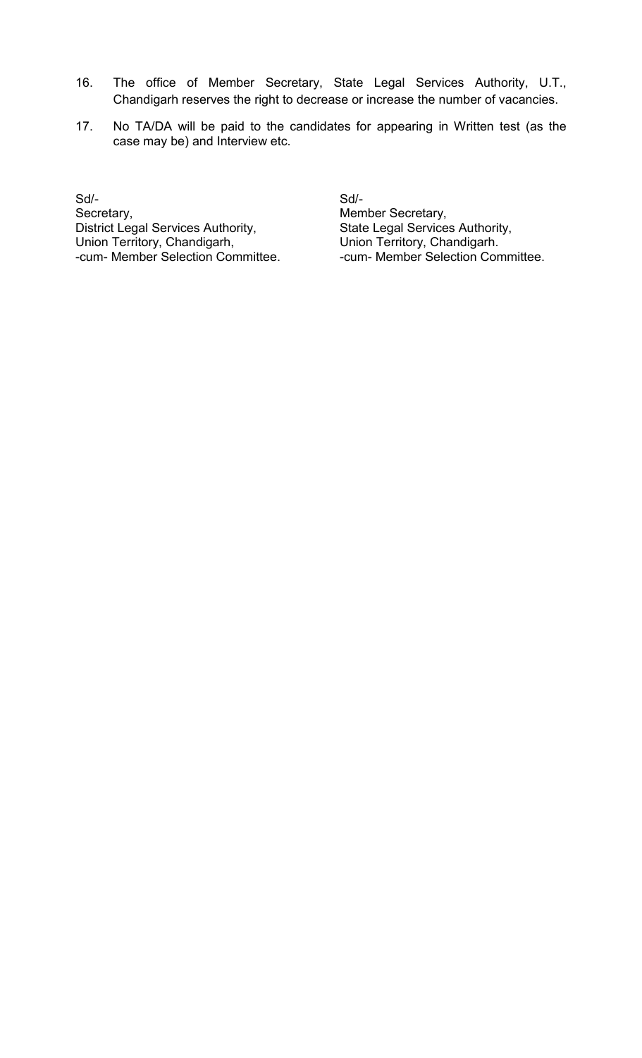16. The office of Member Secretary, State Legal Services Authority, U.T., Chandigarh reserves the right to decrease or increase the number of vacancies.

17. No TA/DA will be paid to the candidates for appearing in Written test (as the case may be) and Interview etc.

Sd/-
Secretary,
District Legal Services Authority,
Union Territory, Chandigarh,
-cum- Member Selection Committee.

Sd/-
Member Secretary,
State Legal Services Authority,
Union Territory, Chandigarh.
-cum- Member Selection Committee.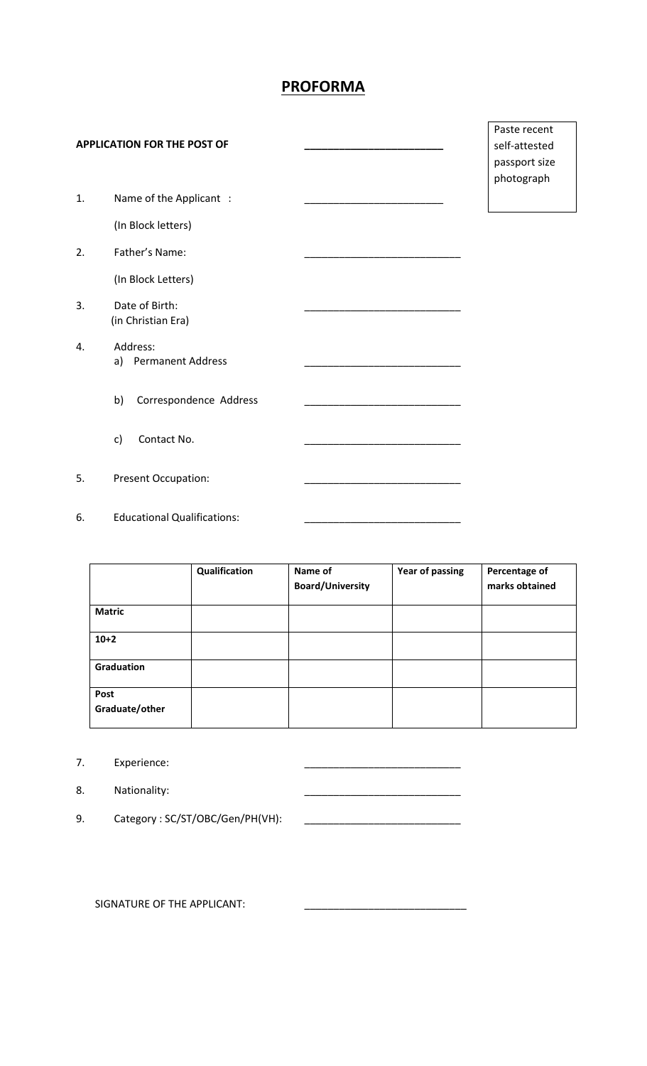# PROFORMA

**APPLICATION FOR THE POST OF** ________________________

Paste recent self-attested passport size photograph

1. Name of the Applicant : ________________________

   (In Block letters)

2. Father's Name: ___________________________

   (In Block Letters)

3. Date of Birth: ___________________________

   (in Christian Era)

4. Address:

   a) Permanent Address ___________________________

   b) Correspondence Address ___________________________

   c) Contact No. ___________________________

5. Present Occupation: ___________________________

6. Educational Qualifications: ___________________________

| | **Qualification** | **Name of Board/University** | **Year of passing** | **Percentage of marks obtained** |
|---|---|---|---|---|
| **Matric** | | | | |
| **10+2** | | | | |
| **Graduation** | | | | |
| **Post Graduate/other** | | | | |

7. Experience: ___________________________

8. Nationality: ___________________________

9. Category : SC/ST/OBC/Gen/PH(VH): ___________________________

SIGNATURE OF THE APPLICANT: ___________________________